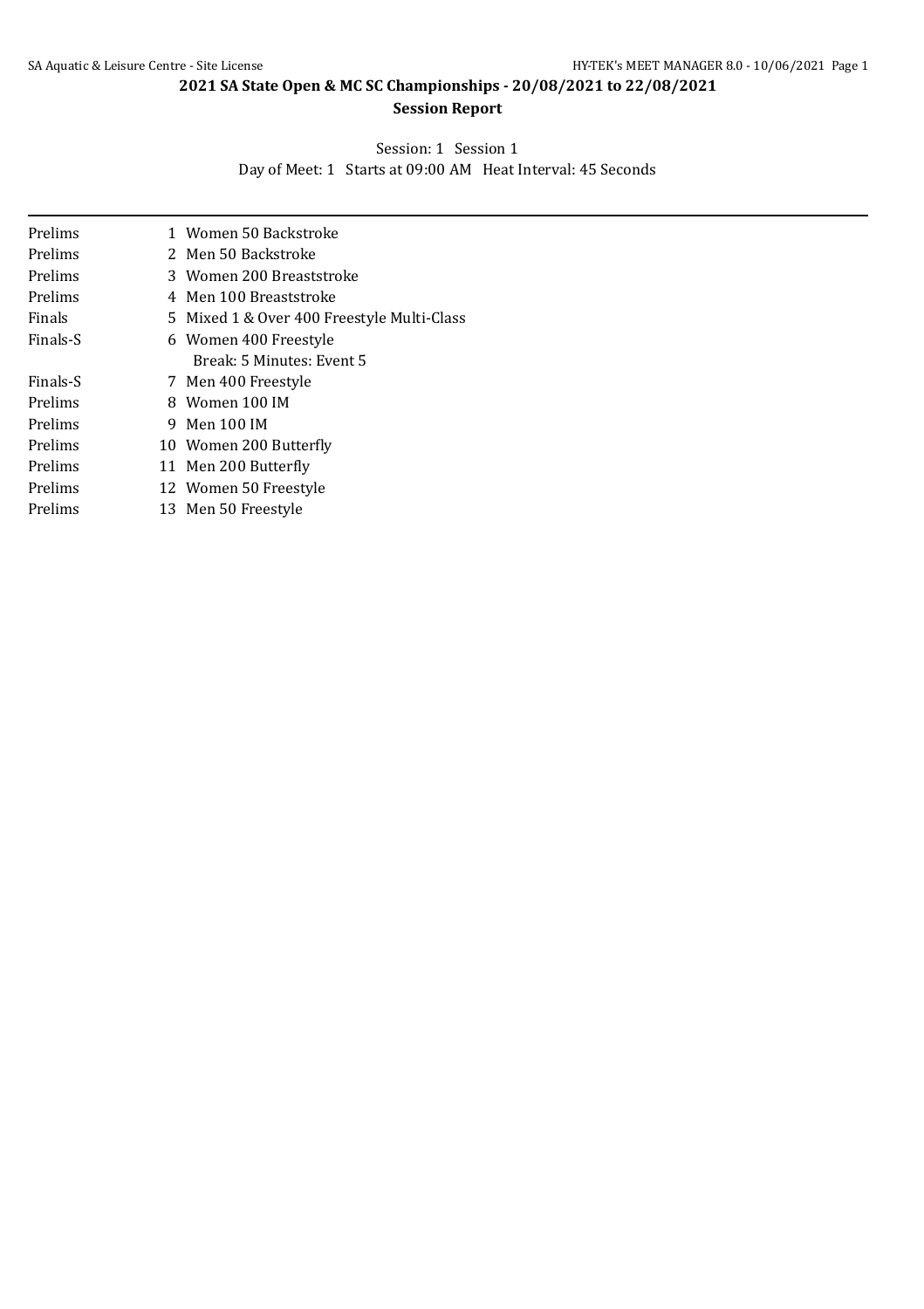# 2021 SA State Open & MC SC Championships - 20/08/2021 to 22/08/2021

## Session Report

Session: 1 Session 1

Day of Meet: 1 Starts at 09:00 AM Heat Interval: 45 Seconds

| | | |
|---|---|---|
| Prelims | 1 | Women 50 Backstroke |
| Prelims | 2 | Men 50 Backstroke |
| Prelims | 3 | Women 200 Breaststroke |
| Prelims | 4 | Men 100 Breaststroke |
| Finals | 5 | Mixed 1 & Over 400 Freestyle Multi-Class |
| Finals-S | 6 | Women 400 Freestyle |
| | | Break: 5 Minutes: Event 5 |
| Finals-S | 7 | Men 400 Freestyle |
| Prelims | 8 | Women 100 IM |
| Prelims | 9 | Men 100 IM |
| Prelims | 10 | Women 200 Butterfly |
| Prelims | 11 | Men 200 Butterfly |
| Prelims | 12 | Women 50 Freestyle |
| Prelims | 13 | Men 50 Freestyle |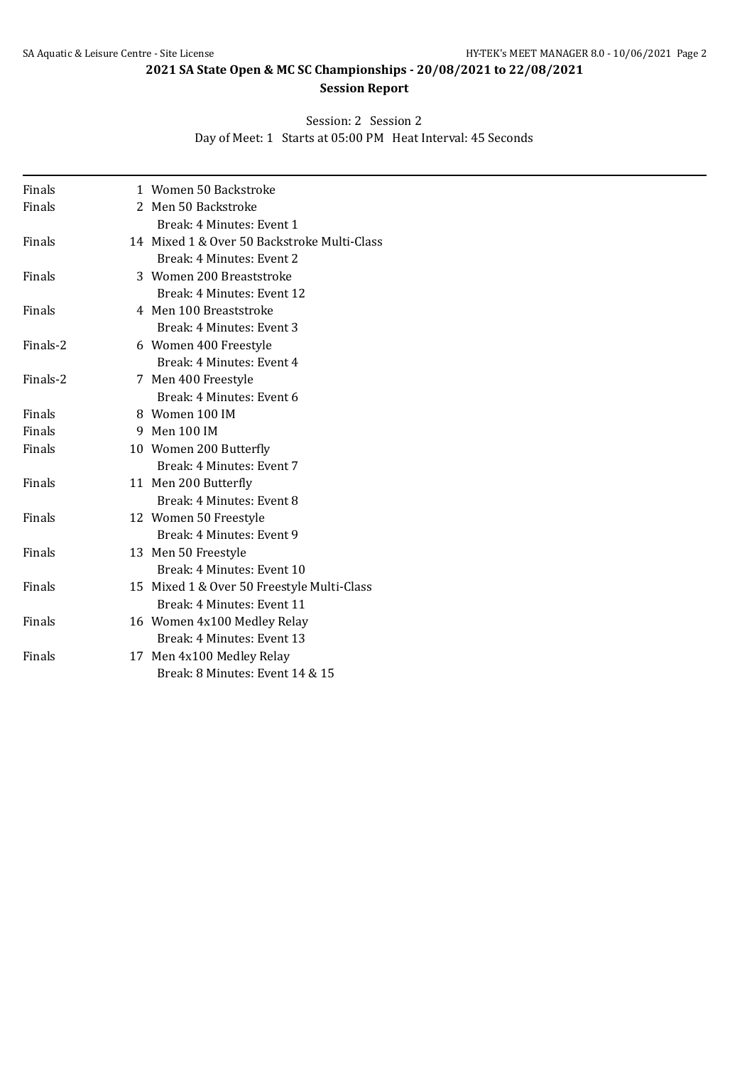## 2021 SA State Open & MC SC Championships - 20/08/2021 to 22/08/2021

### Session Report

Session: 2 Session 2
Day of Meet: 1 Starts at 05:00 PM Heat Interval: 45 Seconds

| | | |
|---|---|---|
| Finals | 1 | Women 50 Backstroke |
| Finals | 2 | Men 50 Backstroke |
| | | Break: 4 Minutes: Event 1 |
| Finals | 14 | Mixed 1 & Over 50 Backstroke Multi-Class |
| | | Break: 4 Minutes: Event 2 |
| Finals | 3 | Women 200 Breaststroke |
| | | Break: 4 Minutes: Event 12 |
| Finals | 4 | Men 100 Breaststroke |
| | | Break: 4 Minutes: Event 3 |
| Finals-2 | 6 | Women 400 Freestyle |
| | | Break: 4 Minutes: Event 4 |
| Finals-2 | 7 | Men 400 Freestyle |
| | | Break: 4 Minutes: Event 6 |
| Finals | 8 | Women 100 IM |
| Finals | 9 | Men 100 IM |
| Finals | 10 | Women 200 Butterfly |
| | | Break: 4 Minutes: Event 7 |
| Finals | 11 | Men 200 Butterfly |
| | | Break: 4 Minutes: Event 8 |
| Finals | 12 | Women 50 Freestyle |
| | | Break: 4 Minutes: Event 9 |
| Finals | 13 | Men 50 Freestyle |
| | | Break: 4 Minutes: Event 10 |
| Finals | 15 | Mixed 1 & Over 50 Freestyle Multi-Class |
| | | Break: 4 Minutes: Event 11 |
| Finals | 16 | Women 4x100 Medley Relay |
| | | Break: 4 Minutes: Event 13 |
| Finals | 17 | Men 4x100 Medley Relay |
| | | Break: 8 Minutes: Event 14 & 15 |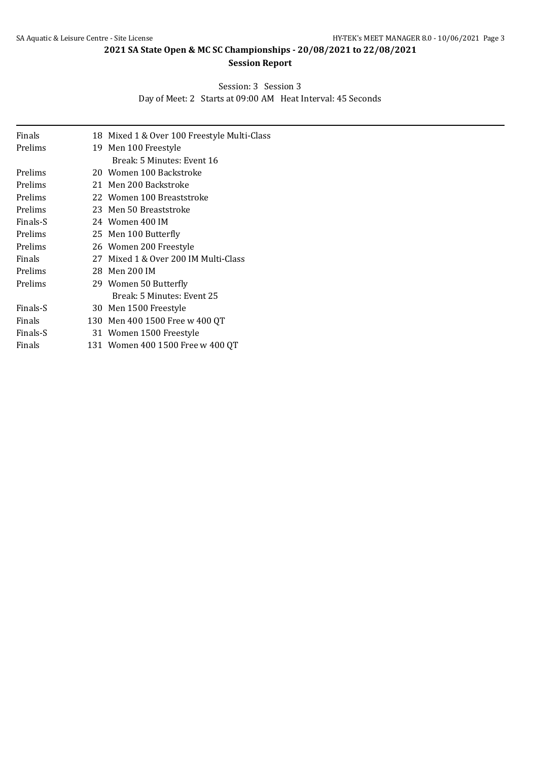## 2021 SA State Open & MC SC Championships - 20/08/2021 to 22/08/2021

### Session Report

Session: 3 Session 3

Day of Meet: 2 Starts at 09:00 AM Heat Interval: 45 Seconds

| | | |
|---|---|---|
| Finals | 18 | Mixed 1 & Over 100 Freestyle Multi-Class |
| Prelims | 19 | Men 100 Freestyle |
| | | Break: 5 Minutes: Event 16 |
| Prelims | 20 | Women 100 Backstroke |
| Prelims | 21 | Men 200 Backstroke |
| Prelims | 22 | Women 100 Breaststroke |
| Prelims | 23 | Men 50 Breaststroke |
| Finals-S | 24 | Women 400 IM |
| Prelims | 25 | Men 100 Butterfly |
| Prelims | 26 | Women 200 Freestyle |
| Finals | 27 | Mixed 1 & Over 200 IM Multi-Class |
| Prelims | 28 | Men 200 IM |
| Prelims | 29 | Women 50 Butterfly |
| | | Break: 5 Minutes: Event 25 |
| Finals-S | 30 | Men 1500 Freestyle |
| Finals | 130 | Men 400 1500 Free w 400 QT |
| Finals-S | 31 | Women 1500 Freestyle |
| Finals | 131 | Women 400 1500 Free w 400 QT |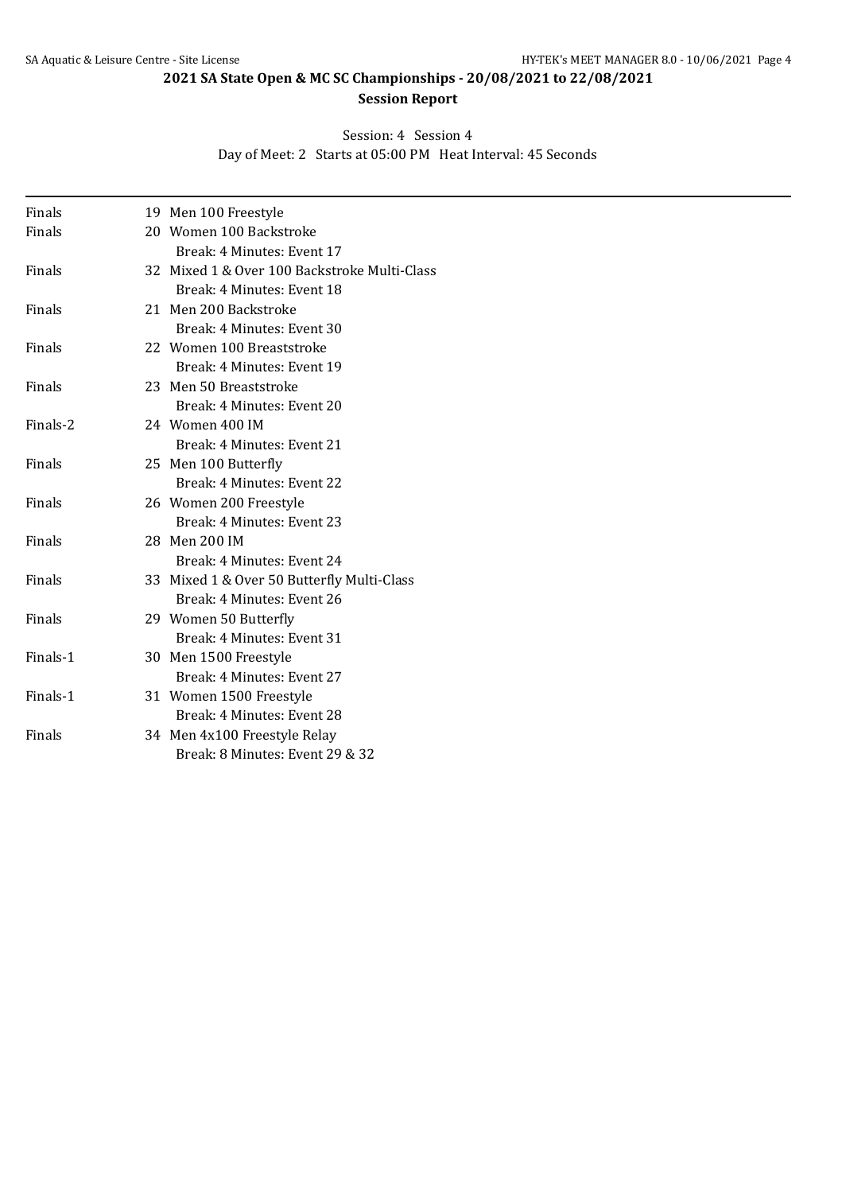## 2021 SA State Open & MC SC Championships - 20/08/2021 to 22/08/2021

### Session Report

Session: 4 Session 4

Day of Meet: 2 Starts at 05:00 PM Heat Interval: 45 Seconds

| | | |
|---|---|---|
| Finals | 19 | Men 100 Freestyle |
| Finals | 20 | Women 100 Backstroke |
| | | Break: 4 Minutes: Event 17 |
| Finals | 32 | Mixed 1 & Over 100 Backstroke Multi-Class |
| | | Break: 4 Minutes: Event 18 |
| Finals | 21 | Men 200 Backstroke |
| | | Break: 4 Minutes: Event 30 |
| Finals | 22 | Women 100 Breaststroke |
| | | Break: 4 Minutes: Event 19 |
| Finals | 23 | Men 50 Breaststroke |
| | | Break: 4 Minutes: Event 20 |
| Finals-2 | 24 | Women 400 IM |
| | | Break: 4 Minutes: Event 21 |
| Finals | 25 | Men 100 Butterfly |
| | | Break: 4 Minutes: Event 22 |
| Finals | 26 | Women 200 Freestyle |
| | | Break: 4 Minutes: Event 23 |
| Finals | 28 | Men 200 IM |
| | | Break: 4 Minutes: Event 24 |
| Finals | 33 | Mixed 1 & Over 50 Butterfly Multi-Class |
| | | Break: 4 Minutes: Event 26 |
| Finals | 29 | Women 50 Butterfly |
| | | Break: 4 Minutes: Event 31 |
| Finals-1 | 30 | Men 1500 Freestyle |
| | | Break: 4 Minutes: Event 27 |
| Finals-1 | 31 | Women 1500 Freestyle |
| | | Break: 4 Minutes: Event 28 |
| Finals | 34 | Men 4x100 Freestyle Relay |
| | | Break: 8 Minutes: Event 29 & 32 |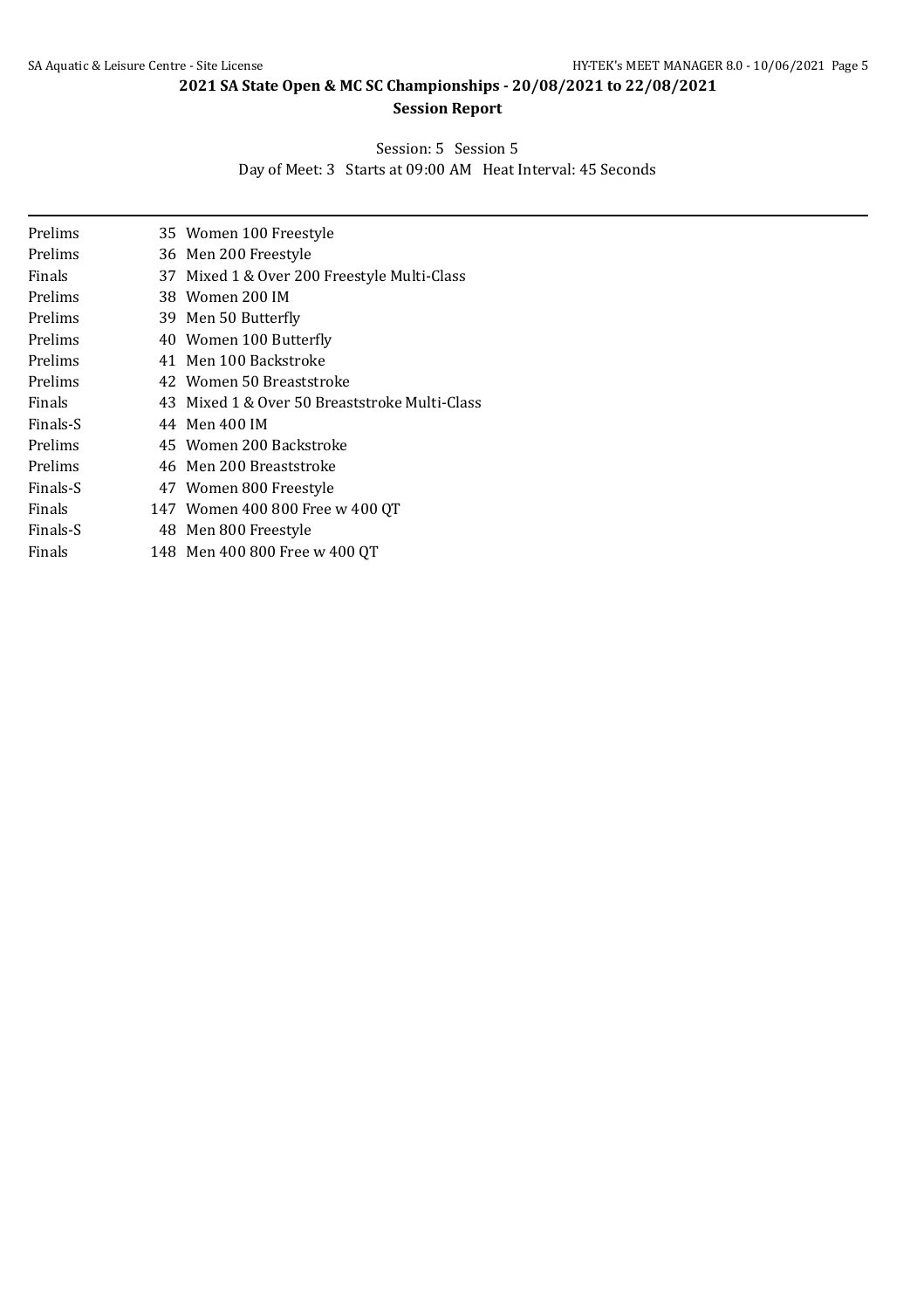## 2021 SA State Open & MC SC Championships - 20/08/2021 to 22/08/2021

### Session Report

Session: 5 Session 5

Day of Meet: 3 Starts at 09:00 AM Heat Interval: 45 Seconds

| | | |
|---|---|---|
| Prelims | 35 | Women 100 Freestyle |
| Prelims | 36 | Men 200 Freestyle |
| Finals | 37 | Mixed 1 & Over 200 Freestyle Multi-Class |
| Prelims | 38 | Women 200 IM |
| Prelims | 39 | Men 50 Butterfly |
| Prelims | 40 | Women 100 Butterfly |
| Prelims | 41 | Men 100 Backstroke |
| Prelims | 42 | Women 50 Breaststroke |
| Finals | 43 | Mixed 1 & Over 50 Breaststroke Multi-Class |
| Finals-S | 44 | Men 400 IM |
| Prelims | 45 | Women 200 Backstroke |
| Prelims | 46 | Men 200 Breaststroke |
| Finals-S | 47 | Women 800 Freestyle |
| Finals | 147 | Women 400 800 Free w 400 QT |
| Finals-S | 48 | Men 800 Freestyle |
| Finals | 148 | Men 400 800 Free w 400 QT |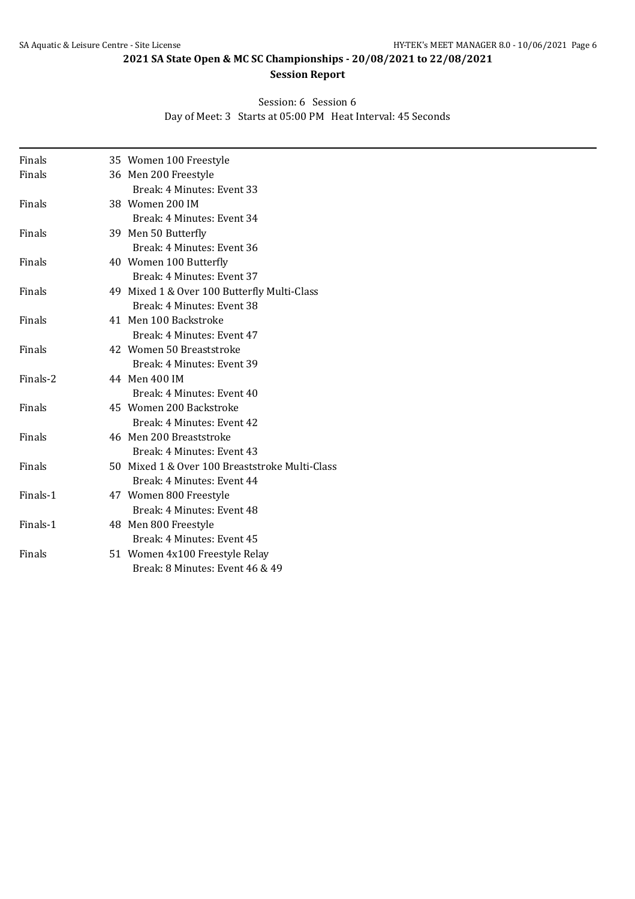## 2021 SA State Open & MC SC Championships - 20/08/2021 to 22/08/2021

### Session Report

Session: 6 Session 6

Day of Meet: 3 Starts at 05:00 PM Heat Interval: 45 Seconds

| | | |
|---|---|---|
| Finals | 35 | Women 100 Freestyle |
| Finals | 36 | Men 200 Freestyle |
| | | Break: 4 Minutes: Event 33 |
| Finals | 38 | Women 200 IM |
| | | Break: 4 Minutes: Event 34 |
| Finals | 39 | Men 50 Butterfly |
| | | Break: 4 Minutes: Event 36 |
| Finals | 40 | Women 100 Butterfly |
| | | Break: 4 Minutes: Event 37 |
| Finals | 49 | Mixed 1 & Over 100 Butterfly Multi-Class |
| | | Break: 4 Minutes: Event 38 |
| Finals | 41 | Men 100 Backstroke |
| | | Break: 4 Minutes: Event 47 |
| Finals | 42 | Women 50 Breaststroke |
| | | Break: 4 Minutes: Event 39 |
| Finals-2 | 44 | Men 400 IM |
| | | Break: 4 Minutes: Event 40 |
| Finals | 45 | Women 200 Backstroke |
| | | Break: 4 Minutes: Event 42 |
| Finals | 46 | Men 200 Breaststroke |
| | | Break: 4 Minutes: Event 43 |
| Finals | 50 | Mixed 1 & Over 100 Breaststroke Multi-Class |
| | | Break: 4 Minutes: Event 44 |
| Finals-1 | 47 | Women 800 Freestyle |
| | | Break: 4 Minutes: Event 48 |
| Finals-1 | 48 | Men 800 Freestyle |
| | | Break: 4 Minutes: Event 45 |
| Finals | 51 | Women 4x100 Freestyle Relay |
| | | Break: 8 Minutes: Event 46 & 49 |